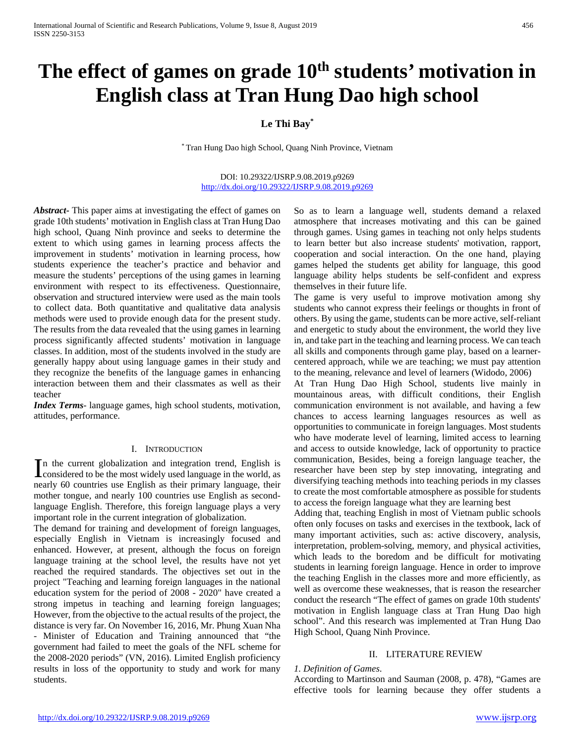# The effect of games on grade 10th students' motivation in English class at Tran Hung Dao high school

**Le Thi Bay***

* Tran Hung Dao high School, Quang Ninh Province, Vietnam

DOI: 10.29322/IJSRP.9.08.2019.p9269
http://dx.doi.org/10.29322/IJSRP.9.08.2019.p9269

***Abstract***- This paper aims at investigating the effect of games on grade 10th students' motivation in English class at Tran Hung Dao high school, Quang Ninh province and seeks to determine the extent to which using games in learning process affects the improvement in students' motivation in learning process, how students experience the teacher's practice and behavior and measure the students' perceptions of the using games in learning environment with respect to its effectiveness. Questionnaire, observation and structured interview were used as the main tools to collect data. Both quantitative and qualitative data analysis methods were used to provide enough data for the present study. The results from the data revealed that the using games in learning process significantly affected students' motivation in language classes. In addition, most of the students involved in the study are generally happy about using language games in their study and they recognize the benefits of the language games in enhancing interaction between them and their classmates as well as their teacher

***Index Terms***- language games, high school students, motivation, attitudes, performance.

## I. Introduction

In the current globalization and integration trend, English is considered to be the most widely used language in the world, as nearly 60 countries use English as their primary language, their mother tongue, and nearly 100 countries use English as second-language English. Therefore, this foreign language plays a very important role in the current integration of globalization.

The demand for training and development of foreign languages, especially English in Vietnam is increasingly focused and enhanced. However, at present, although the focus on foreign language training at the school level, the results have not yet reached the required standards. The objectives set out in the project "Teaching and learning foreign languages in the national education system for the period of 2008 - 2020" have created a strong impetus in teaching and learning foreign languages; However, from the objective to the actual results of the project, the distance is very far. On November 16, 2016, Mr. Phung Xuan Nha - Minister of Education and Training announced that "the government had failed to meet the goals of the NFL scheme for the 2008-2020 periods" (VN, 2016). Limited English proficiency results in loss of the opportunity to study and work for many students.

So as to learn a language well, students demand a relaxed atmosphere that increases motivating and this can be gained through games. Using games in teaching not only helps students to learn better but also increase students' motivation, rapport, cooperation and social interaction. On the one hand, playing games helped the students get ability for language, this good language ability helps students be self-confident and express themselves in their future life.

The game is very useful to improve motivation among shy students who cannot express their feelings or thoughts in front of others. By using the game, students can be more active, self-reliant and energetic to study about the environment, the world they live in, and take part in the teaching and learning process. We can teach all skills and components through game play, based on a learner-centered approach, while we are teaching; we must pay attention to the meaning, relevance and level of learners (Widodo, 2006)

At Tran Hung Dao High School, students live mainly in mountainous areas, with difficult conditions, their English communication environment is not available, and having a few chances to access learning languages resources as well as opportunities to communicate in foreign languages. Most students who have moderate level of learning, limited access to learning and access to outside knowledge, lack of opportunity to practice communication, Besides, being a foreign language teacher, the researcher have been step by step innovating, integrating and diversifying teaching methods into teaching periods in my classes to create the most comfortable atmosphere as possible for students to access the foreign language what they are learning best

Adding that, teaching English in most of Vietnam public schools often only focuses on tasks and exercises in the textbook, lack of many important activities, such as: active discovery, analysis, interpretation, problem-solving, memory, and physical activities, which leads to the boredom and be difficult for motivating students in learning foreign language. Hence in order to improve the teaching English in the classes more and more efficiently, as well as overcome these weaknesses, that is reason the researcher conduct the research "The effect of games on grade 10th students' motivation in English language class at Tran Hung Dao high school". And this research was implemented at Tran Hung Dao High School, Quang Ninh Province.

## II. Literature Review

*1. Definition of Games.*

According to Martinson and Sauman (2008, p. 478), "Games are effective tools for learning because they offer students a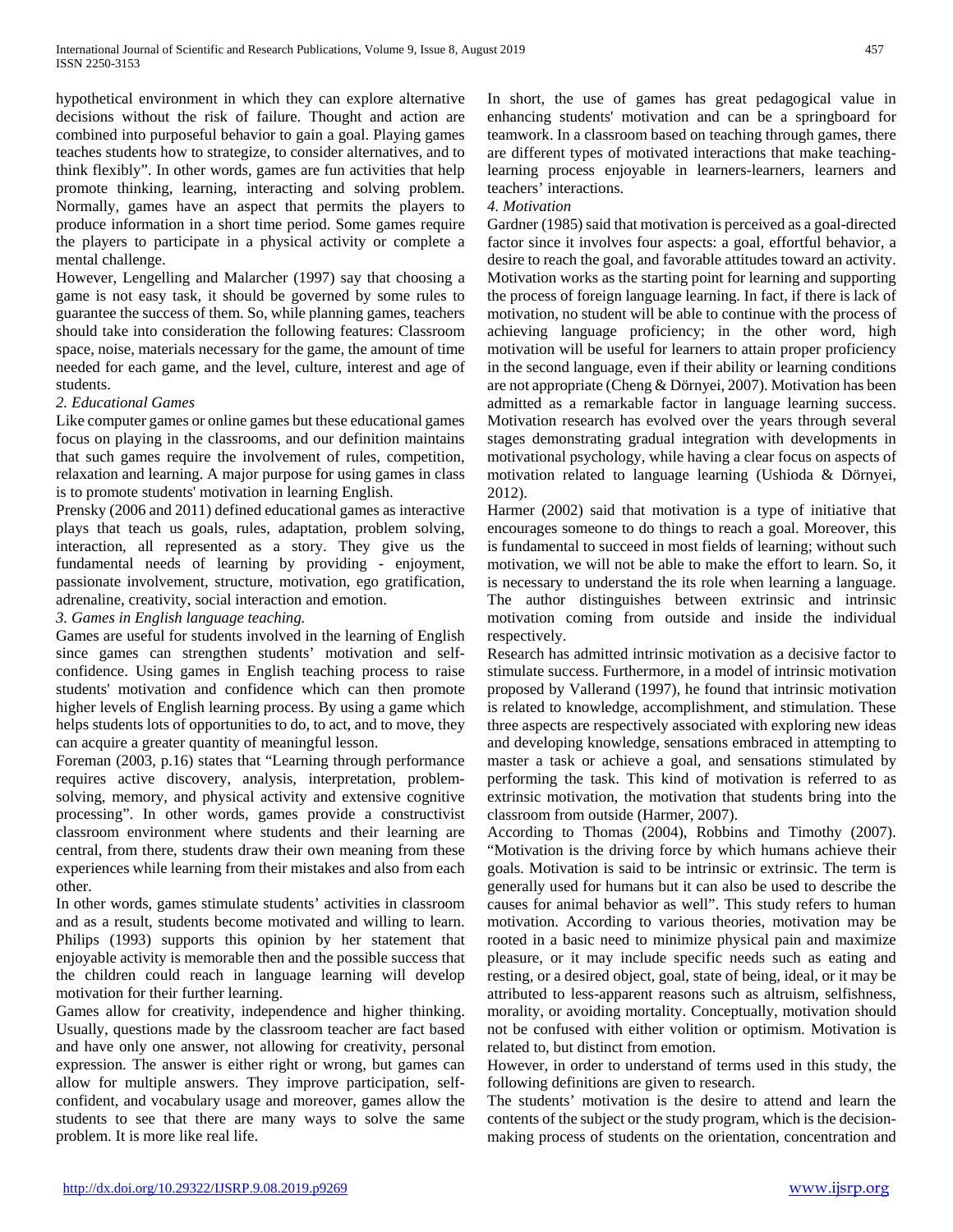hypothetical environment in which they can explore alternative decisions without the risk of failure. Thought and action are combined into purposeful behavior to gain a goal. Playing games teaches students how to strategize, to consider alternatives, and to think flexibly". In other words, games are fun activities that help promote thinking, learning, interacting and solving problem. Normally, games have an aspect that permits the players to produce information in a short time period. Some games require the players to participate in a physical activity or complete a mental challenge.

However, Lengelling and Malarcher (1997) say that choosing a game is not easy task, it should be governed by some rules to guarantee the success of them. So, while planning games, teachers should take into consideration the following features: Classroom space, noise, materials necessary for the game, the amount of time needed for each game, and the level, culture, interest and age of students.

*2. Educational Games*

Like computer games or online games but these educational games focus on playing in the classrooms, and our definition maintains that such games require the involvement of rules, competition, relaxation and learning. A major purpose for using games in class is to promote students' motivation in learning English.

Prensky (2006 and 2011) defined educational games as interactive plays that teach us goals, rules, adaptation, problem solving, interaction, all represented as a story. They give us the fundamental needs of learning by providing - enjoyment, passionate involvement, structure, motivation, ego gratification, adrenaline, creativity, social interaction and emotion.

*3. Games in English language teaching.*

Games are useful for students involved in the learning of English since games can strengthen students' motivation and self-confidence. Using games in English teaching process to raise students' motivation and confidence which can then promote higher levels of English learning process. By using a game which helps students lots of opportunities to do, to act, and to move, they can acquire a greater quantity of meaningful lesson.

Foreman (2003, p.16) states that "Learning through performance requires active discovery, analysis, interpretation, problem-solving, memory, and physical activity and extensive cognitive processing". In other words, games provide a constructivist classroom environment where students and their learning are central, from there, students draw their own meaning from these experiences while learning from their mistakes and also from each other.

In other words, games stimulate students' activities in classroom and as a result, students become motivated and willing to learn. Philips (1993) supports this opinion by her statement that enjoyable activity is memorable then and the possible success that the children could reach in language learning will develop motivation for their further learning.

Games allow for creativity, independence and higher thinking. Usually, questions made by the classroom teacher are fact based and have only one answer, not allowing for creativity, personal expression. The answer is either right or wrong, but games can allow for multiple answers. They improve participation, self-confident, and vocabulary usage and moreover, games allow the students to see that there are many ways to solve the same problem. It is more like real life.

In short, the use of games has great pedagogical value in enhancing students' motivation and can be a springboard for teamwork. In a classroom based on teaching through games, there are different types of motivated interactions that make teaching-learning process enjoyable in learners-learners, learners and teachers' interactions.

*4. Motivation*

Gardner (1985) said that motivation is perceived as a goal-directed factor since it involves four aspects: a goal, effortful behavior, a desire to reach the goal, and favorable attitudes toward an activity. Motivation works as the starting point for learning and supporting the process of foreign language learning. In fact, if there is lack of motivation, no student will be able to continue with the process of achieving language proficiency; in the other word, high motivation will be useful for learners to attain proper proficiency in the second language, even if their ability or learning conditions are not appropriate (Cheng & Dörnyei, 2007). Motivation has been admitted as a remarkable factor in language learning success. Motivation research has evolved over the years through several stages demonstrating gradual integration with developments in motivational psychology, while having a clear focus on aspects of motivation related to language learning (Ushioda & Dörnyei, 2012).

Harmer (2002) said that motivation is a type of initiative that encourages someone to do things to reach a goal. Moreover, this is fundamental to succeed in most fields of learning; without such motivation, we will not be able to make the effort to learn. So, it is necessary to understand the its role when learning a language. The author distinguishes between extrinsic and intrinsic motivation coming from outside and inside the individual respectively.

Research has admitted intrinsic motivation as a decisive factor to stimulate success. Furthermore, in a model of intrinsic motivation proposed by Vallerand (1997), he found that intrinsic motivation is related to knowledge, accomplishment, and stimulation. These three aspects are respectively associated with exploring new ideas and developing knowledge, sensations embraced in attempting to master a task or achieve a goal, and sensations stimulated by performing the task. This kind of motivation is referred to as extrinsic motivation, the motivation that students bring into the classroom from outside (Harmer, 2007).

According to Thomas (2004), Robbins and Timothy (2007). "Motivation is the driving force by which humans achieve their goals. Motivation is said to be intrinsic or extrinsic. The term is generally used for humans but it can also be used to describe the causes for animal behavior as well". This study refers to human motivation. According to various theories, motivation may be rooted in a basic need to minimize physical pain and maximize pleasure, or it may include specific needs such as eating and resting, or a desired object, goal, state of being, ideal, or it may be attributed to less-apparent reasons such as altruism, selfishness, morality, or avoiding mortality. Conceptually, motivation should not be confused with either volition or optimism. Motivation is related to, but distinct from emotion.

However, in order to understand of terms used in this study, the following definitions are given to research.

The students' motivation is the desire to attend and learn the contents of the subject or the study program, which is the decision-making process of students on the orientation, concentration and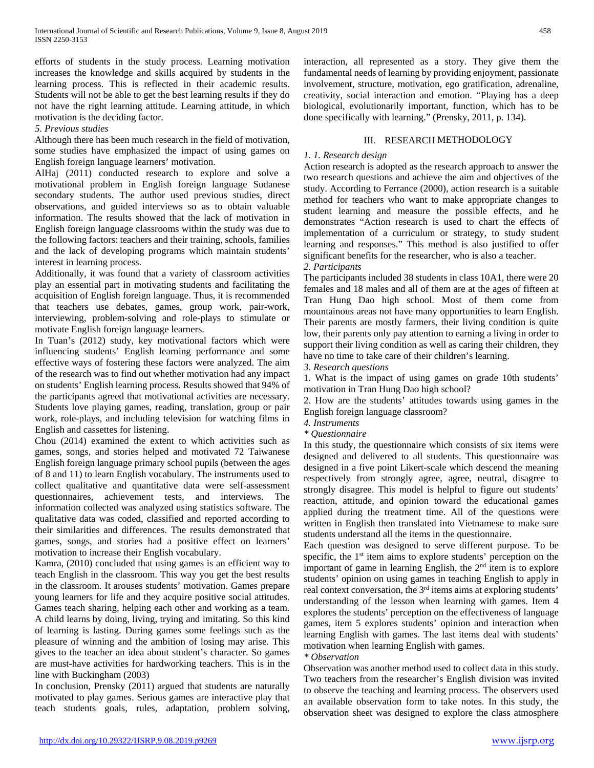efforts of students in the study process. Learning motivation increases the knowledge and skills acquired by students in the learning process. This is reflected in their academic results. Students will not be able to get the best learning results if they do not have the right learning attitude. Learning attitude, in which motivation is the deciding factor.

*5. Previous studies*

Although there has been much research in the field of motivation, some studies have emphasized the impact of using games on English foreign language learners' motivation.

AlHaj (2011) conducted research to explore and solve a motivational problem in English foreign language Sudanese secondary students. The author used previous studies, direct observations, and guided interviews so as to obtain valuable information. The results showed that the lack of motivation in English foreign language classrooms within the study was due to the following factors: teachers and their training, schools, families and the lack of developing programs which maintain students' interest in learning process.

Additionally, it was found that a variety of classroom activities play an essential part in motivating students and facilitating the acquisition of English foreign language. Thus, it is recommended that teachers use debates, games, group work, pair-work, interviewing, problem-solving and role-plays to stimulate or motivate English foreign language learners.

In Tuan's (2012) study, key motivational factors which were influencing students' English learning performance and some effective ways of fostering these factors were analyzed. The aim of the research was to find out whether motivation had any impact on students' English learning process. Results showed that 94% of the participants agreed that motivational activities are necessary. Students love playing games, reading, translation, group or pair work, role-plays, and including television for watching films in English and cassettes for listening.

Chou (2014) examined the extent to which activities such as games, songs, and stories helped and motivated 72 Taiwanese English foreign language primary school pupils (between the ages of 8 and 11) to learn English vocabulary. The instruments used to collect qualitative and quantitative data were self-assessment questionnaires, achievement tests, and interviews. The information collected was analyzed using statistics software. The qualitative data was coded, classified and reported according to their similarities and differences. The results demonstrated that games, songs, and stories had a positive effect on learners' motivation to increase their English vocabulary.

Kamra, (2010) concluded that using games is an efficient way to teach English in the classroom. This way you get the best results in the classroom. It arouses students' motivation. Games prepare young learners for life and they acquire positive social attitudes. Games teach sharing, helping each other and working as a team. A child learns by doing, living, trying and imitating. So this kind of learning is lasting. During games some feelings such as the pleasure of winning and the ambition of losing may arise. This gives to the teacher an idea about student's character. So games are must-have activities for hardworking teachers. This is in the line with Buckingham (2003)

In conclusion, Prensky (2011) argued that students are naturally motivated to play games. Serious games are interactive play that teach students goals, rules, adaptation, problem solving, interaction, all represented as a story. They give them the fundamental needs of learning by providing enjoyment, passionate involvement, structure, motivation, ego gratification, adrenaline, creativity, social interaction and emotion. "Playing has a deep biological, evolutionarily important, function, which has to be done specifically with learning." (Prensky, 2011, p. 134).

## III. RESEARCH METHODOLOGY

*1. 1. Research design*

Action research is adopted as the research approach to answer the two research questions and achieve the aim and objectives of the study. According to Ferrance (2000), action research is a suitable method for teachers who want to make appropriate changes to student learning and measure the possible effects, and he demonstrates "Action research is used to chart the effects of implementation of a curriculum or strategy, to study student learning and responses." This method is also justified to offer significant benefits for the researcher, who is also a teacher.

*2. Participants*

The participants included 38 students in class 10A1, there were 20 females and 18 males and all of them are at the ages of fifteen at Tran Hung Dao high school. Most of them come from mountainous areas not have many opportunities to learn English. Their parents are mostly farmers, their living condition is quite low, their parents only pay attention to earning a living in order to support their living condition as well as caring their children, they have no time to take care of their children's learning.

*3. Research questions*

1. What is the impact of using games on grade 10th students' motivation in Tran Hung Dao high school?
2. How are the students' attitudes towards using games in the English foreign language classroom?

*4. Instruments*

*\* Questionnaire*

In this study, the questionnaire which consists of six items were designed and delivered to all students. This questionnaire was designed in a five point Likert-scale which descend the meaning respectively from strongly agree, agree, neutral, disagree to strongly disagree. This model is helpful to figure out students' reaction, attitude, and opinion toward the educational games applied during the treatment time. All of the questions were written in English then translated into Vietnamese to make sure students understand all the items in the questionnaire.

Each question was designed to serve different purpose. To be specific, the 1st item aims to explore students' perception on the important of game in learning English, the 2nd item is to explore students' opinion on using games in teaching English to apply in real context conversation, the 3rd items aims at exploring students' understanding of the lesson when learning with games. Item 4 explores the students' perception on the effectiveness of language games, item 5 explores students' opinion and interaction when learning English with games. The last items deal with students' motivation when learning English with games.

*\* Observation*

Observation was another method used to collect data in this study. Two teachers from the researcher's English division was invited to observe the teaching and learning process. The observers used an available observation form to take notes. In this study, the observation sheet was designed to explore the class atmosphere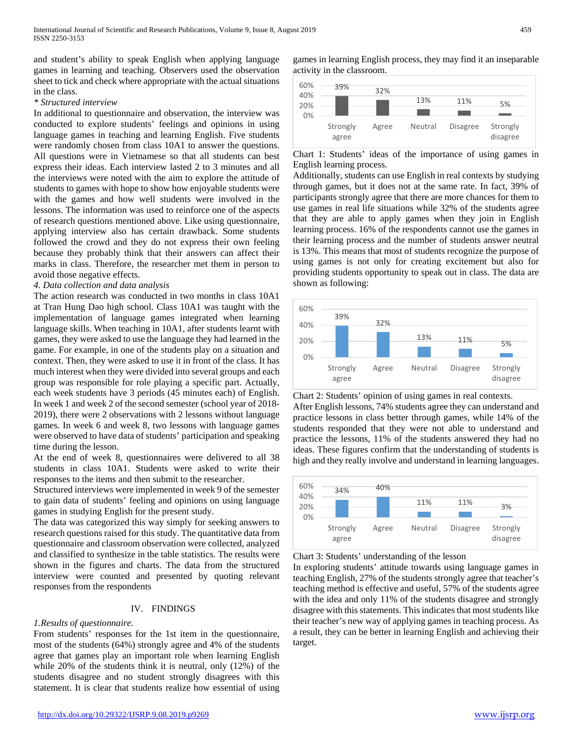and student's ability to speak English when applying language games in learning and teaching. Observers used the observation sheet to tick and check where appropriate with the actual situations in the class.

*\* Structured interview*

In additional to questionnaire and observation, the interview was conducted to explore students' feelings and opinions in using language games in teaching and learning English. Five students were randomly chosen from class 10A1 to answer the questions. All questions were in Vietnamese so that all students can best express their ideas. Each interview lasted 2 to 3 minutes and all the interviews were noted with the aim to explore the attitude of students to games with hope to show how enjoyable students were with the games and how well students were involved in the lessons. The information was used to reinforce one of the aspects of research questions mentioned above. Like using questionnaire, applying interview also has certain drawback. Some students followed the crowd and they do not express their own feeling because they probably think that their answers can affect their marks in class. Therefore, the researcher met them in person to avoid those negative effects.

*4. Data collection and data analysis*

The action research was conducted in two months in class 10A1 at Tran Hung Dao high school. Class 10A1 was taught with the implementation of language games integrated when learning language skills. When teaching in 10A1, after students learnt with games, they were asked to use the language they had learned in the game. For example, in one of the students play on a situation and context. Then, they were asked to use it in front of the class. It has much interest when they were divided into several groups and each group was responsible for role playing a specific part. Actually, each week students have 3 periods (45 minutes each) of English. In week 1 and week 2 of the second semester (school year of 2018-2019), there were 2 observations with 2 lessons without language games. In week 6 and week 8, two lessons with language games were observed to have data of students' participation and speaking time during the lesson.

At the end of week 8, questionnaires were delivered to all 38 students in class 10A1. Students were asked to write their responses to the items and then submit to the researcher.

Structured interviews were implemented in week 9 of the semester to gain data of students' feeling and opinions on using language games in studying English for the present study.

The data was categorized this way simply for seeking answers to research questions raised for this study. The quantitative data from questionnaire and classroom observation were collected, analyzed and classified to synthesize in the table statistics. The results were shown in the figures and charts. The data from the structured interview were counted and presented by quoting relevant responses from the respondents

## IV. FINDINGS

*1.Results of questionnaire.*

From students' responses for the 1st item in the questionnaire, most of the students (64%) strongly agree and 4% of the students agree that games play an important role when learning English while 20% of the students think it is neutral, only (12%) of the students disagree and no student strongly disagrees with this statement. It is clear that students realize how essential of using games in learning English process, they may find it an inseparable activity in the classroom.

| Strongly agree | Agree | Neutral | Disagree | Strongly disagree |
|---|---|---|---|---|
| 39% | 32% | 13% | 11% | 5% |

Chart 1: Students' ideas of the importance of using games in English learning process.

Additionally, students can use English in real contexts by studying through games, but it does not at the same rate. In fact, 39% of participants strongly agree that there are more chances for them to use games in real life situations while 32% of the students agree that they are able to apply games when they join in English learning process. 16% of the respondents cannot use the games in their learning process and the number of students answer neutral is 13%. This means that most of students recognize the purpose of using games is not only for creating excitement but also for providing students opportunity to speak out in class. The data are shown as following:

| Strongly agree | Agree | Neutral | Disagree | Strongly disagree |
|---|---|---|---|---|
| 39% | 32% | 13% | 11% | 5% |

Chart 2: Students' opinion of using games in real contexts.

After English lessons, 74% students agree they can understand and practice lessons in class better through games, while 14% of the students responded that they were not able to understand and practice the lessons, 11% of the students answered they had no ideas. These figures confirm that the understanding of students is high and they really involve and understand in learning languages.

| Strongly agree | Agree | Neutral | Disagree | Strongly disagree |
|---|---|---|---|---|
| 34% | 40% | 11% | 11% | 3% |

Chart 3: Students' understanding of the lesson

In exploring students' attitude towards using language games in teaching English, 27% of the students strongly agree that teacher's teaching method is effective and useful, 57% of the students agree with the idea and only 11% of the students disagree and strongly disagree with this statements. This indicates that most students like their teacher's new way of applying games in teaching process. As a result, they can be better in learning English and achieving their target.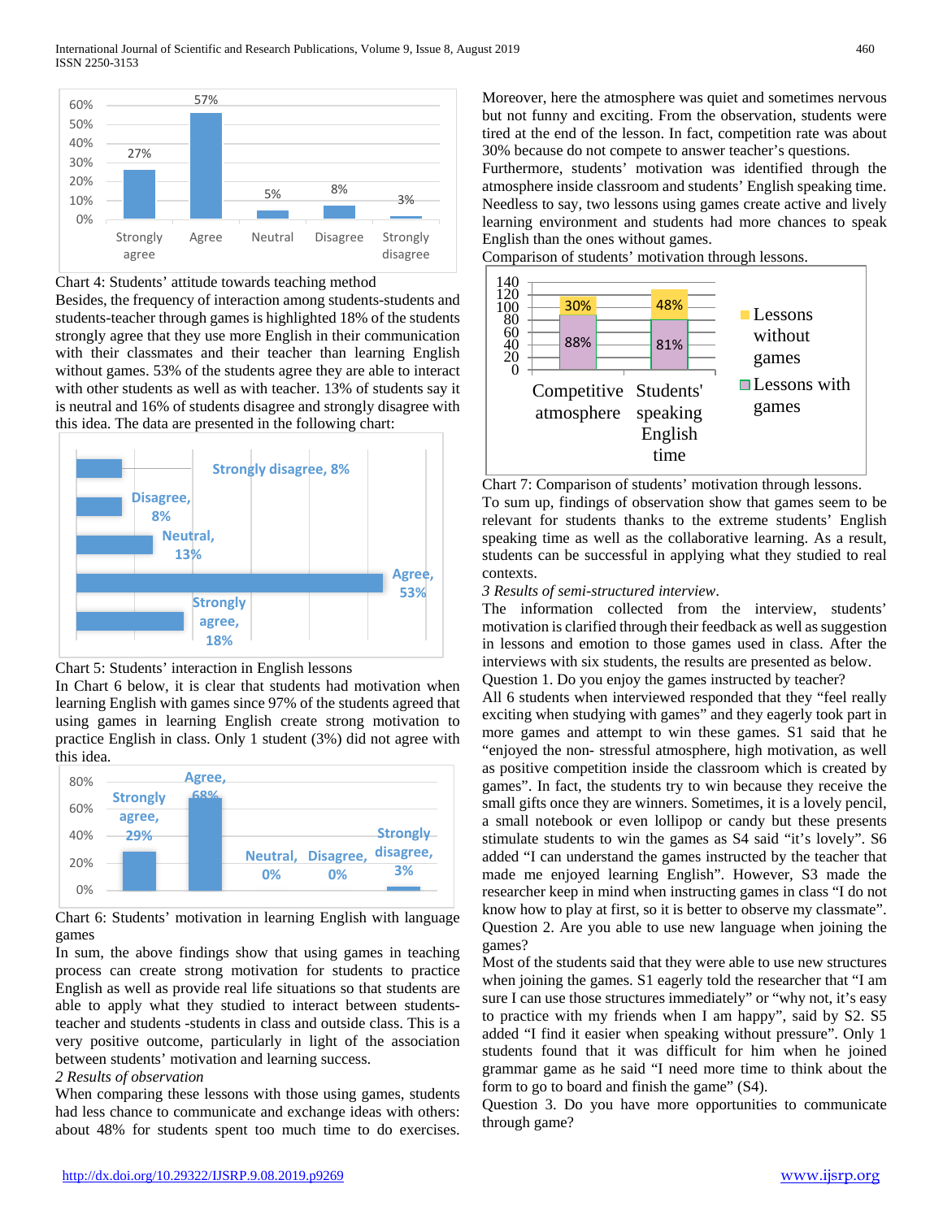Chart 4: Students' attitude towards teaching method

Besides, the frequency of interaction among students-students and students-teacher through games is highlighted 18% of the students strongly agree that they use more English in their communication with their classmates and their teacher than learning English without games. 53% of the students agree they are able to interact with other students as well as with teacher. 13% of students say it is neutral and 16% of students disagree and strongly disagree with this idea. The data are presented in the following chart:

Chart 5: Students' interaction in English lessons

In Chart 6 below, it is clear that students had motivation when learning English with games since 97% of the students agreed that using games in learning English create strong motivation to practice English in class. Only 1 student (3%) did not agree with this idea.

Chart 6: Students' motivation in learning English with language games

In sum, the above findings show that using games in teaching process can create strong motivation for students to practice English as well as provide real life situations so that students are able to apply what they studied to interact between students-teacher and students -students in class and outside class. This is a very positive outcome, particularly in light of the association between students' motivation and learning success.

*2 Results of observation*

When comparing these lessons with those using games, students had less chance to communicate and exchange ideas with others: about 48% for students spent too much time to do exercises. Moreover, here the atmosphere was quiet and sometimes nervous but not funny and exciting. From the observation, students were tired at the end of the lesson. In fact, competition rate was about 30% because do not compete to answer teacher's questions.

Furthermore, students' motivation was identified through the atmosphere inside classroom and students' English speaking time. Needless to say, two lessons using games create active and lively learning environment and students had more chances to speak English than the ones without games.

Comparison of students' motivation through lessons.

Chart 7: Comparison of students' motivation through lessons.

To sum up, findings of observation show that games seem to be relevant for students thanks to the extreme students' English speaking time as well as the collaborative learning. As a result, students can be successful in applying what they studied to real contexts.

*3 Results of semi-structured interview.*

The information collected from the interview, students' motivation is clarified through their feedback as well as suggestion in lessons and emotion to those games used in class. After the interviews with six students, the results are presented as below.

Question 1. Do you enjoy the games instructed by teacher?

All 6 students when interviewed responded that they "feel really exciting when studying with games" and they eagerly took part in more games and attempt to win these games. S1 said that he "enjoyed the non- stressful atmosphere, high motivation, as well as positive competition inside the classroom which is created by games". In fact, the students try to win because they receive the small gifts once they are winners. Sometimes, it is a lovely pencil, a small notebook or even lollipop or candy but these presents stimulate students to win the games as S4 said "it's lovely". S6 added "I can understand the games instructed by the teacher that made me enjoyed learning English". However, S3 made the researcher keep in mind when instructing games in class "I do not know how to play at first, so it is better to observe my classmate".

Question 2. Are you able to use new language when joining the games?

Most of the students said that they were able to use new structures when joining the games. S1 eagerly told the researcher that "I am sure I can use those structures immediately" or "why not, it's easy to practice with my friends when I am happy", said by S2. S5 added "I find it easier when speaking without pressure". Only 1 students found that it was difficult for him when he joined grammar game as he said "I need more time to think about the form to go to board and finish the game" (S4).

Question 3. Do you have more opportunities to communicate through game?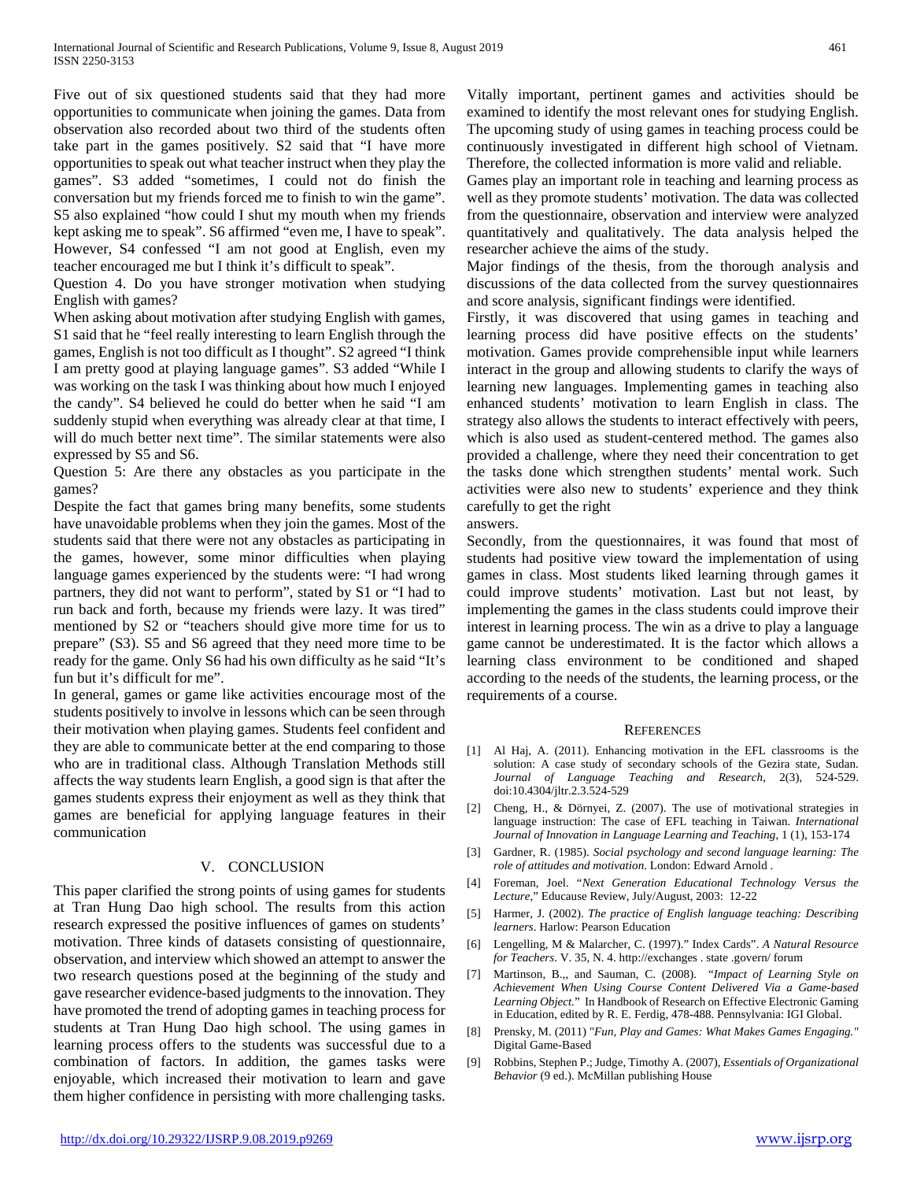Five out of six questioned students said that they had more opportunities to communicate when joining the games. Data from observation also recorded about two third of the students often take part in the games positively. S2 said that "I have more opportunities to speak out what teacher instruct when they play the games". S3 added "sometimes, I could not do finish the conversation but my friends forced me to finish to win the game". S5 also explained "how could I shut my mouth when my friends kept asking me to speak". S6 affirmed "even me, I have to speak". However, S4 confessed "I am not good at English, even my teacher encouraged me but I think it's difficult to speak".

Question 4. Do you have stronger motivation when studying English with games?

When asking about motivation after studying English with games, S1 said that he "feel really interesting to learn English through the games, English is not too difficult as I thought". S2 agreed "I think I am pretty good at playing language games". S3 added "While I was working on the task I was thinking about how much I enjoyed the candy". S4 believed he could do better when he said "I am suddenly stupid when everything was already clear at that time, I will do much better next time". The similar statements were also expressed by S5 and S6.

Question 5: Are there any obstacles as you participate in the games?

Despite the fact that games bring many benefits, some students have unavoidable problems when they join the games. Most of the students said that there were not any obstacles as participating in the games, however, some minor difficulties when playing language games experienced by the students were: "I had wrong partners, they did not want to perform", stated by S1 or "I had to run back and forth, because my friends were lazy. It was tired" mentioned by S2 or "teachers should give more time for us to prepare" (S3). S5 and S6 agreed that they need more time to be ready for the game. Only S6 had his own difficulty as he said "It's fun but it's difficult for me".

In general, games or game like activities encourage most of the students positively to involve in lessons which can be seen through their motivation when playing games. Students feel confident and they are able to communicate better at the end comparing to those who are in traditional class. Although Translation Methods still affects the way students learn English, a good sign is that after the games students express their enjoyment as well as they think that games are beneficial for applying language features in their communication

## V. Conclusion

This paper clarified the strong points of using games for students at Tran Hung Dao high school. The results from this action research expressed the positive influences of games on students' motivation. Three kinds of datasets consisting of questionnaire, observation, and interview which showed an attempt to answer the two research questions posed at the beginning of the study and gave researcher evidence-based judgments to the innovation. They have promoted the trend of adopting games in teaching process for students at Tran Hung Dao high school. The using games in learning process offers to the students was successful due to a combination of factors. In addition, the games tasks were enjoyable, which increased their motivation to learn and gave them higher confidence in persisting with more challenging tasks. Vitally important, pertinent games and activities should be examined to identify the most relevant ones for studying English. The upcoming study of using games in teaching process could be continuously investigated in different high school of Vietnam. Therefore, the collected information is more valid and reliable.

Games play an important role in teaching and learning process as well as they promote students' motivation. The data was collected from the questionnaire, observation and interview were analyzed quantitatively and qualitatively. The data analysis helped the researcher achieve the aims of the study.

Major findings of the thesis, from the thorough analysis and discussions of the data collected from the survey questionnaires and score analysis, significant findings were identified.

Firstly, it was discovered that using games in teaching and learning process did have positive effects on the students' motivation. Games provide comprehensible input while learners interact in the group and allowing students to clarify the ways of learning new languages. Implementing games in teaching also enhanced students' motivation to learn English in class. The strategy also allows the students to interact effectively with peers, which is also used as student-centered method. The games also provided a challenge, where they need their concentration to get the tasks done which strengthen students' mental work. Such activities were also new to students' experience and they think carefully to get the right answers.

Secondly, from the questionnaires, it was found that most of students had positive view toward the implementation of using games in class. Most students liked learning through games it could improve students' motivation. Last but not least, by implementing the games in the class students could improve their interest in learning process. The win as a drive to play a language game cannot be underestimated. It is the factor which allows a learning class environment to be conditioned and shaped according to the needs of the students, the learning process, or the requirements of a course.

## References

[1] Al Haj, A. (2011). Enhancing motivation in the EFL classrooms is the solution: A case study of secondary schools of the Gezira state, Sudan. *Journal of Language Teaching and Research*, 2(3), 524-529. doi:10.4304/jltr.2.3.524-529

[2] Cheng, H., & Dörnyei, Z. (2007). The use of motivational strategies in language instruction: The case of EFL teaching in Taiwan. *International Journal of Innovation in Language Learning and Teaching*, 1 (1), 153-174

[3] Gardner, R. (1985). *Social psychology and second language learning: The role of attitudes and motivation*. London: Edward Arnold .

[4] Foreman, Joel. "*Next Generation Educational Technology Versus the Lecture*," Educause Review, July/August, 2003: 12-22

[5] Harmer, J. (2002). *The practice of English language teaching: Describing learners*. Harlow: Pearson Education

[6] Lengelling, M & Malarcher, C. (1997)." Index Cards". *A Natural Resource for Teachers*. V. 35, N. 4. http://exchanges . state .govern/ forum

[7] Martinson, B.,, and Sauman, C. (2008). "*Impact of Learning Style on Achievement When Using Course Content Delivered Via a Game-based Learning Object*." In Handbook of Research on Effective Electronic Gaming in Education, edited by R. E. Ferdig, 478-488. Pennsylvania: IGI Global.

[8] Prensky, M. (2011) "*Fun, Play and Games: What Makes Games Engaging.*" Digital Game-Based

[9] Robbins, Stephen P.; Judge, Timothy A. (2007), *Essentials of Organizational Behavior* (9 ed.). McMillan publishing House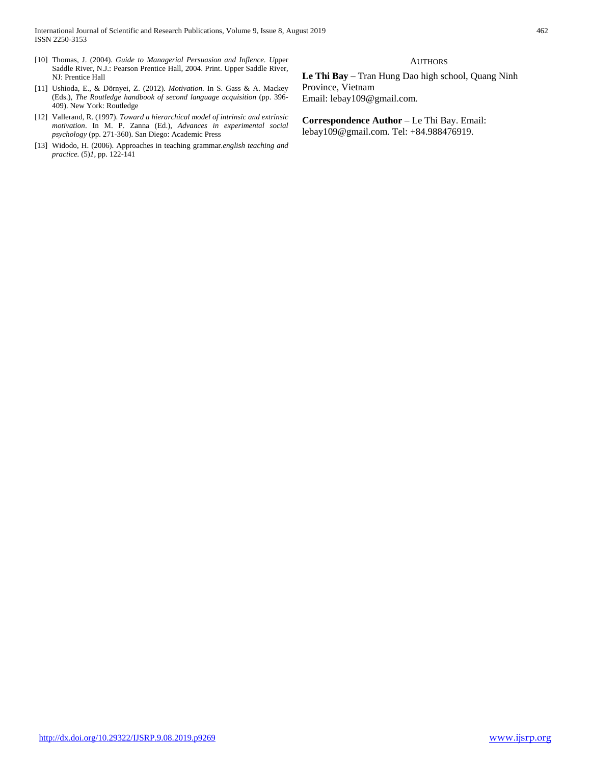[10] Thomas, J. (2004). *Guide to Managerial Persuasion and Inflence. U*pper Saddle River, N.J.: Pearson Prentice Hall, 2004. Print. Upper Saddle River, NJ: Prentice Hall

[11] Ushioda, E., & Dörnyei, Z. (2012). *Motivation.* In S. Gass & A. Mackey (Eds.), *The Routledge handbook of second language acquisition* (pp. 396-409). New York: Routledge

[12] Vallerand, R. (1997). *Toward a hierarchical model of intrinsic and extrinsic motivation*. In M. P. Zanna (Ed.), *Advances in experimental social psychology* (pp. 271-360). San Diego: Academic Press

[13] Widodo, H. (2006). Approaches in teaching grammar.*english teaching and practice.* (5)*1*, pp. 122-141

## Authors

**Le Thi Bay** – Tran Hung Dao high school, Quang Ninh Province, Vietnam
Email: lebay109@gmail.com.

**Correspondence Author** – Le Thi Bay. Email: lebay109@gmail.com. Tel: +84.988476919.